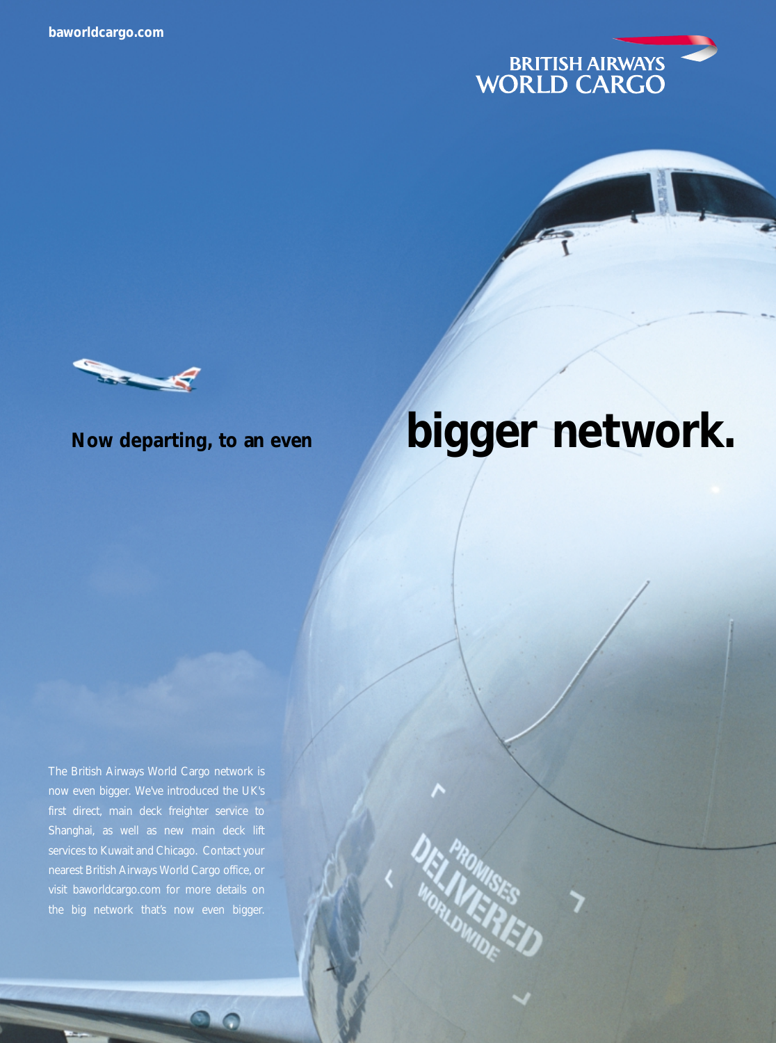baworldcargo.com

BRITISH AIRWAYS
WORLD CARGO

# Now departing, to an even bigger network.

The British Airways World Cargo network is now even bigger. We've introduced the UK's first direct, main deck freighter service to Shanghai, as well as new main deck lift services to Kuwait and Chicago. Contact your nearest British Airways World Cargo office, or visit baworldcargo.com for more details on the big network that's now even bigger.

PROMISES DELIVERED WORLDWIDE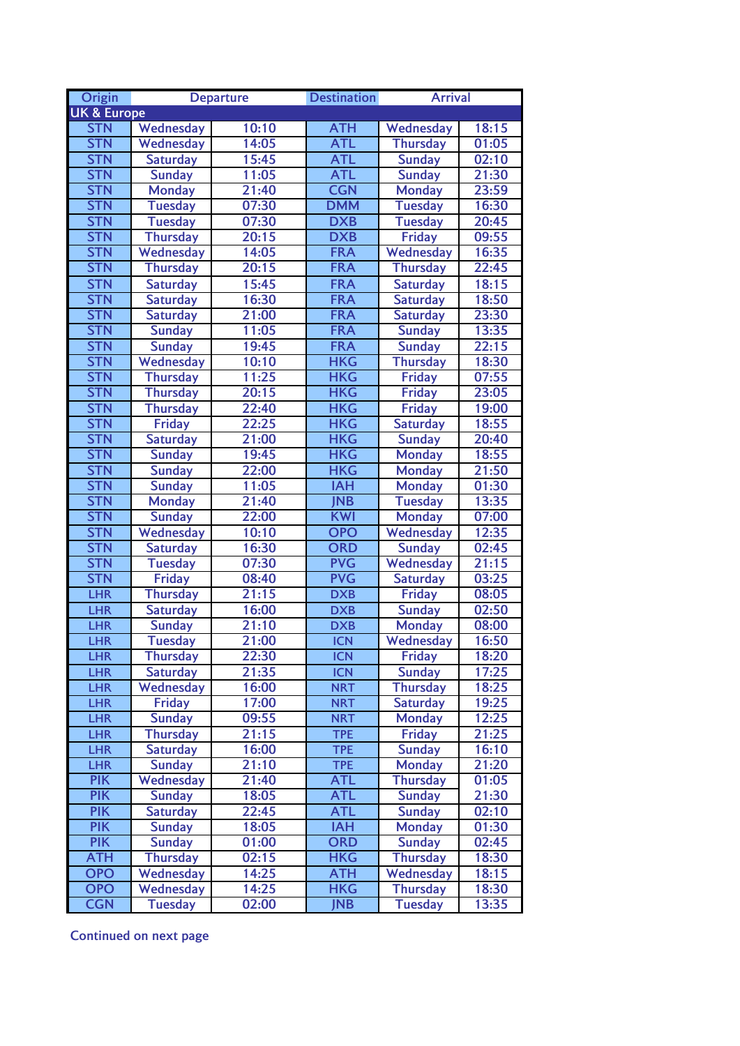| Origin | Departure | | Destination | Arrival | |
|---|---|---|---|---|---|
| UK & Europe | | | | | |
| STN | Wednesday | 10:10 | ATH | Wednesday | 18:15 |
| STN | Wednesday | 14:05 | ATL | Thursday | 01:05 |
| STN | Saturday | 15:45 | ATL | Sunday | 02:10 |
| STN | Sunday | 11:05 | ATL | Sunday | 21:30 |
| STN | Monday | 21:40 | CGN | Monday | 23:59 |
| STN | Tuesday | 07:30 | DMM | Tuesday | 16:30 |
| STN | Tuesday | 07:30 | DXB | Tuesday | 20:45 |
| STN | Thursday | 20:15 | DXB | Friday | 09:55 |
| STN | Wednesday | 14:05 | FRA | Wednesday | 16:35 |
| STN | Thursday | 20:15 | FRA | Thursday | 22:45 |
| STN | Saturday | 15:45 | FRA | Saturday | 18:15 |
| STN | Saturday | 16:30 | FRA | Saturday | 18:50 |
| STN | Saturday | 21:00 | FRA | Saturday | 23:30 |
| STN | Sunday | 11:05 | FRA | Sunday | 13:35 |
| STN | Sunday | 19:45 | FRA | Sunday | 22:15 |
| STN | Wednesday | 10:10 | HKG | Thursday | 18:30 |
| STN | Thursday | 11:25 | HKG | Friday | 07:55 |
| STN | Thursday | 20:15 | HKG | Friday | 23:05 |
| STN | Thursday | 22:40 | HKG | Friday | 19:00 |
| STN | Friday | 22:25 | HKG | Saturday | 18:55 |
| STN | Saturday | 21:00 | HKG | Sunday | 20:40 |
| STN | Sunday | 19:45 | HKG | Monday | 18:55 |
| STN | Sunday | 22:00 | HKG | Monday | 21:50 |
| STN | Sunday | 11:05 | IAH | Monday | 01:30 |
| STN | Monday | 21:40 | JNB | Tuesday | 13:35 |
| STN | Sunday | 22:00 | KWI | Monday | 07:00 |
| STN | Wednesday | 10:10 | OPO | Wednesday | 12:35 |
| STN | Saturday | 16:30 | ORD | Sunday | 02:45 |
| STN | Tuesday | 07:30 | PVG | Wednesday | 21:15 |
| STN | Friday | 08:40 | PVG | Saturday | 03:25 |
| LHR | Thursday | 21:15 | DXB | Friday | 08:05 |
| LHR | Saturday | 16:00 | DXB | Sunday | 02:50 |
| LHR | Sunday | 21:10 | DXB | Monday | 08:00 |
| LHR | Tuesday | 21:00 | ICN | Wednesday | 16:50 |
| LHR | Thursday | 22:30 | ICN | Friday | 18:20 |
| LHR | Saturday | 21:35 | ICN | Sunday | 17:25 |
| LHR | Wednesday | 16:00 | NRT | Thursday | 18:25 |
| LHR | Friday | 17:00 | NRT | Saturday | 19:25 |
| LHR | Sunday | 09:55 | NRT | Monday | 12:25 |
| LHR | Thursday | 21:15 | TPE | Friday | 21:25 |
| LHR | Saturday | 16:00 | TPE | Sunday | 16:10 |
| LHR | Sunday | 21:10 | TPE | Monday | 21:20 |
| PIK | Wednesday | 21:40 | ATL | Thursday | 01:05 |
| PIK | Sunday | 18:05 | ATL | Sunday | 21:30 |
| PIK | Saturday | 22:45 | ATL | Sunday | 02:10 |
| PIK | Sunday | 18:05 | IAH | Monday | 01:30 |
| PIK | Sunday | 01:00 | ORD | Sunday | 02:45 |
| ATH | Thursday | 02:15 | HKG | Thursday | 18:30 |
| OPO | Wednesday | 14:25 | ATH | Wednesday | 18:15 |
| OPO | Wednesday | 14:25 | HKG | Thursday | 18:30 |
| CGN | Tuesday | 02:00 | JNB | Tuesday | 13:35 |

Continued on next page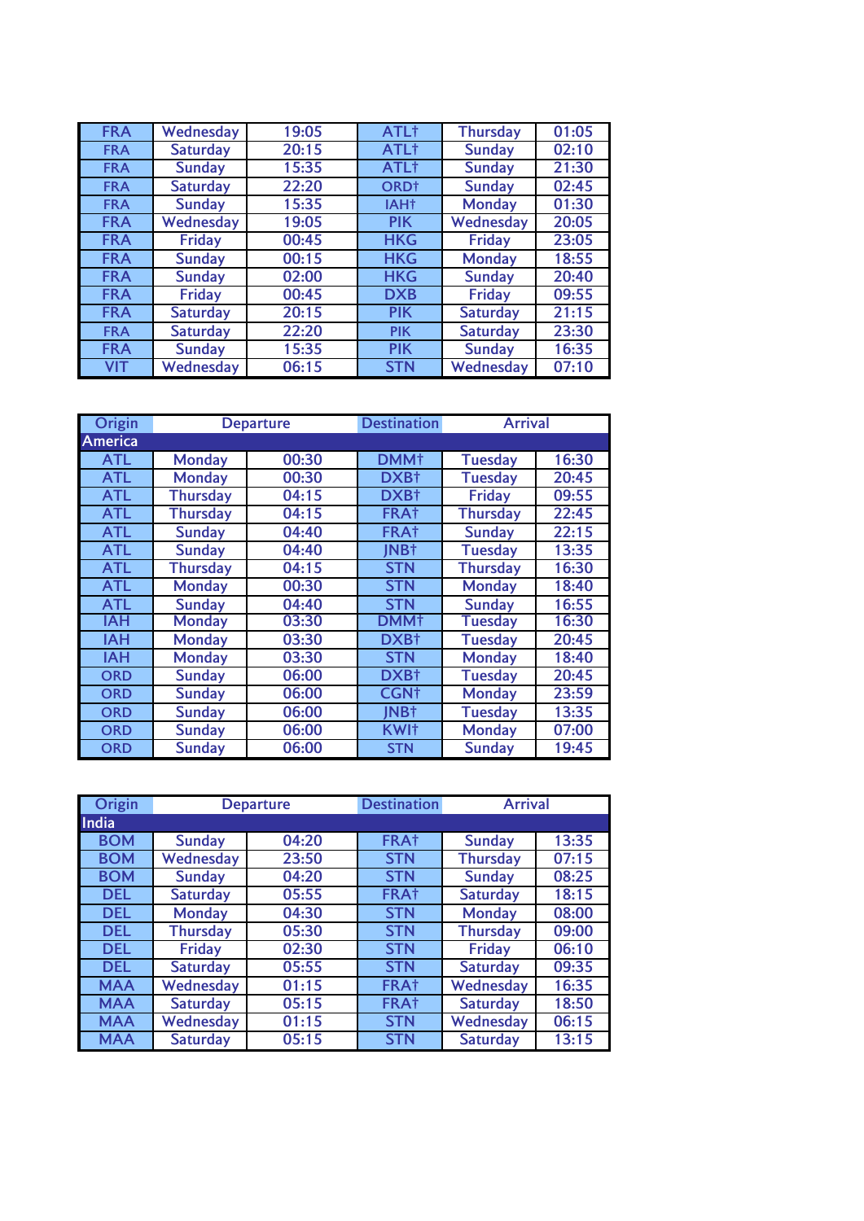| | | | | | |
|---|---|---|---|---|---|
| FRA | Wednesday | 19:05 | ATL† | Thursday | 01:05 |
| FRA | Saturday | 20:15 | ATL† | Sunday | 02:10 |
| FRA | Sunday | 15:35 | ATL† | Sunday | 21:30 |
| FRA | Saturday | 22:20 | ORD† | Sunday | 02:45 |
| FRA | Sunday | 15:35 | IAH† | Monday | 01:30 |
| FRA | Wednesday | 19:05 | PIK | Wednesday | 20:05 |
| FRA | Friday | 00:45 | HKG | Friday | 23:05 |
| FRA | Sunday | 00:15 | HKG | Monday | 18:55 |
| FRA | Sunday | 02:00 | HKG | Sunday | 20:40 |
| FRA | Friday | 00:45 | DXB | Friday | 09:55 |
| FRA | Saturday | 20:15 | PIK | Saturday | 21:15 |
| FRA | Saturday | 22:20 | PIK | Saturday | 23:30 |
| FRA | Sunday | 15:35 | PIK | Sunday | 16:35 |
| VIT | Wednesday | 06:15 | STN | Wednesday | 07:10 |

| Origin | Departure | | Destination | Arrival | |
|---|---|---|---|---|---|
| **America** | | | | | |
| ATL | Monday | 00:30 | DMM† | Tuesday | 16:30 |
| ATL | Monday | 00:30 | DXB† | Tuesday | 20:45 |
| ATL | Thursday | 04:15 | DXB† | Friday | 09:55 |
| ATL | Thursday | 04:15 | FRA† | Thursday | 22:45 |
| ATL | Sunday | 04:40 | FRA† | Sunday | 22:15 |
| ATL | Sunday | 04:40 | JNB† | Tuesday | 13:35 |
| ATL | Thursday | 04:15 | STN | Thursday | 16:30 |
| ATL | Monday | 00:30 | STN | Monday | 18:40 |
| ATL | Sunday | 04:40 | STN | Sunday | 16:55 |
| IAH | Monday | 03:30 | DMM† | Tuesday | 16:30 |
| IAH | Monday | 03:30 | DXB† | Tuesday | 20:45 |
| IAH | Monday | 03:30 | STN | Monday | 18:40 |
| ORD | Sunday | 06:00 | DXB† | Tuesday | 20:45 |
| ORD | Sunday | 06:00 | CGN† | Monday | 23:59 |
| ORD | Sunday | 06:00 | JNB† | Tuesday | 13:35 |
| ORD | Sunday | 06:00 | KWI† | Monday | 07:00 |
| ORD | Sunday | 06:00 | STN | Sunday | 19:45 |

| Origin | Departure | | Destination | Arrival | |
|---|---|---|---|---|---|
| **India** | | | | | |
| BOM | Sunday | 04:20 | FRA† | Sunday | 13:35 |
| BOM | Wednesday | 23:50 | STN | Thursday | 07:15 |
| BOM | Sunday | 04:20 | STN | Sunday | 08:25 |
| DEL | Saturday | 05:55 | FRA† | Saturday | 18:15 |
| DEL | Monday | 04:30 | STN | Monday | 08:00 |
| DEL | Thursday | 05:30 | STN | Thursday | 09:00 |
| DEL | Friday | 02:30 | STN | Friday | 06:10 |
| DEL | Saturday | 05:55 | STN | Saturday | 09:35 |
| MAA | Wednesday | 01:15 | FRA† | Wednesday | 16:35 |
| MAA | Saturday | 05:15 | FRA† | Saturday | 18:50 |
| MAA | Wednesday | 01:15 | STN | Wednesday | 06:15 |
| MAA | Saturday | 05:15 | STN | Saturday | 13:15 |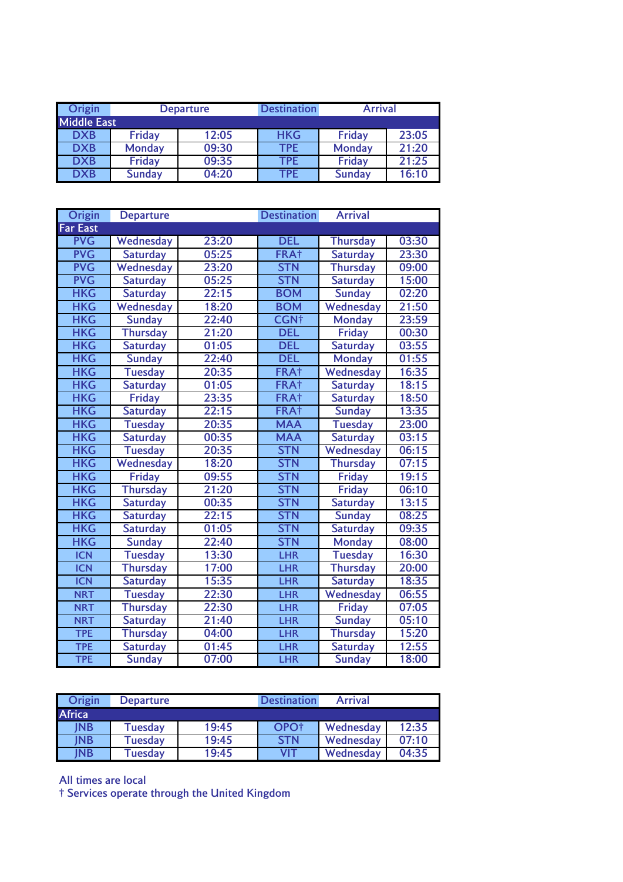| Origin | Departure | | Destination | Arrival | |
|---|---|---|---|---|---|
| **Middle East** | | | | | |
| DXB | Friday | 12:05 | HKG | Friday | 23:05 |
| DXB | Monday | 09:30 | TPE | Monday | 21:20 |
| DXB | Friday | 09:35 | TPE | Friday | 21:25 |
| DXB | Sunday | 04:20 | TPE | Sunday | 16:10 |

| Origin | Departure | | Destination | Arrival | |
|---|---|---|---|---|---|
| **Far East** | | | | | |
| PVG | Wednesday | 23:20 | DEL | Thursday | 03:30 |
| PVG | Saturday | 05:25 | FRA† | Saturday | 23:30 |
| PVG | Wednesday | 23:20 | STN | Thursday | 09:00 |
| PVG | Saturday | 05:25 | STN | Saturday | 15:00 |
| HKG | Saturday | 22:15 | BOM | Sunday | 02:20 |
| HKG | Wednesday | 18:20 | BOM | Wednesday | 21:50 |
| HKG | Sunday | 22:40 | CGN† | Monday | 23:59 |
| HKG | Thursday | 21:20 | DEL | Friday | 00:30 |
| HKG | Saturday | 01:05 | DEL | Saturday | 03:55 |
| HKG | Sunday | 22:40 | DEL | Monday | 01:55 |
| HKG | Tuesday | 20:35 | FRA† | Wednesday | 16:35 |
| HKG | Saturday | 01:05 | FRA† | Saturday | 18:15 |
| HKG | Friday | 23:35 | FRA† | Saturday | 18:50 |
| HKG | Saturday | 22:15 | FRA† | Sunday | 13:35 |
| HKG | Tuesday | 20:35 | MAA | Tuesday | 23:00 |
| HKG | Saturday | 00:35 | MAA | Saturday | 03:15 |
| HKG | Tuesday | 20:35 | STN | Wednesday | 06:15 |
| HKG | Wednesday | 18:20 | STN | Thursday | 07:15 |
| HKG | Friday | 09:55 | STN | Friday | 19:15 |
| HKG | Thursday | 21:20 | STN | Friday | 06:10 |
| HKG | Saturday | 00:35 | STN | Saturday | 13:15 |
| HKG | Saturday | 22:15 | STN | Sunday | 08:25 |
| HKG | Saturday | 01:05 | STN | Saturday | 09:35 |
| HKG | Sunday | 22:40 | STN | Monday | 08:00 |
| ICN | Tuesday | 13:30 | LHR | Tuesday | 16:30 |
| ICN | Thursday | 17:00 | LHR | Thursday | 20:00 |
| ICN | Saturday | 15:35 | LHR | Saturday | 18:35 |
| NRT | Tuesday | 22:30 | LHR | Wednesday | 06:55 |
| NRT | Thursday | 22:30 | LHR | Friday | 07:05 |
| NRT | Saturday | 21:40 | LHR | Sunday | 05:10 |
| TPE | Thursday | 04:00 | LHR | Thursday | 15:20 |
| TPE | Saturday | 01:45 | LHR | Saturday | 12:55 |
| TPE | Sunday | 07:00 | LHR | Sunday | 18:00 |

| Origin | Departure | | Destination | Arrival | |
|---|---|---|---|---|---|
| **Africa** | | | | | |
| JNB | Tuesday | 19:45 | OPO† | Wednesday | 12:35 |
| JNB | Tuesday | 19:45 | STN | Wednesday | 07:10 |
| JNB | Tuesday | 19:45 | VIT | Wednesday | 04:35 |

All times are local

† Services operate through the United Kingdom